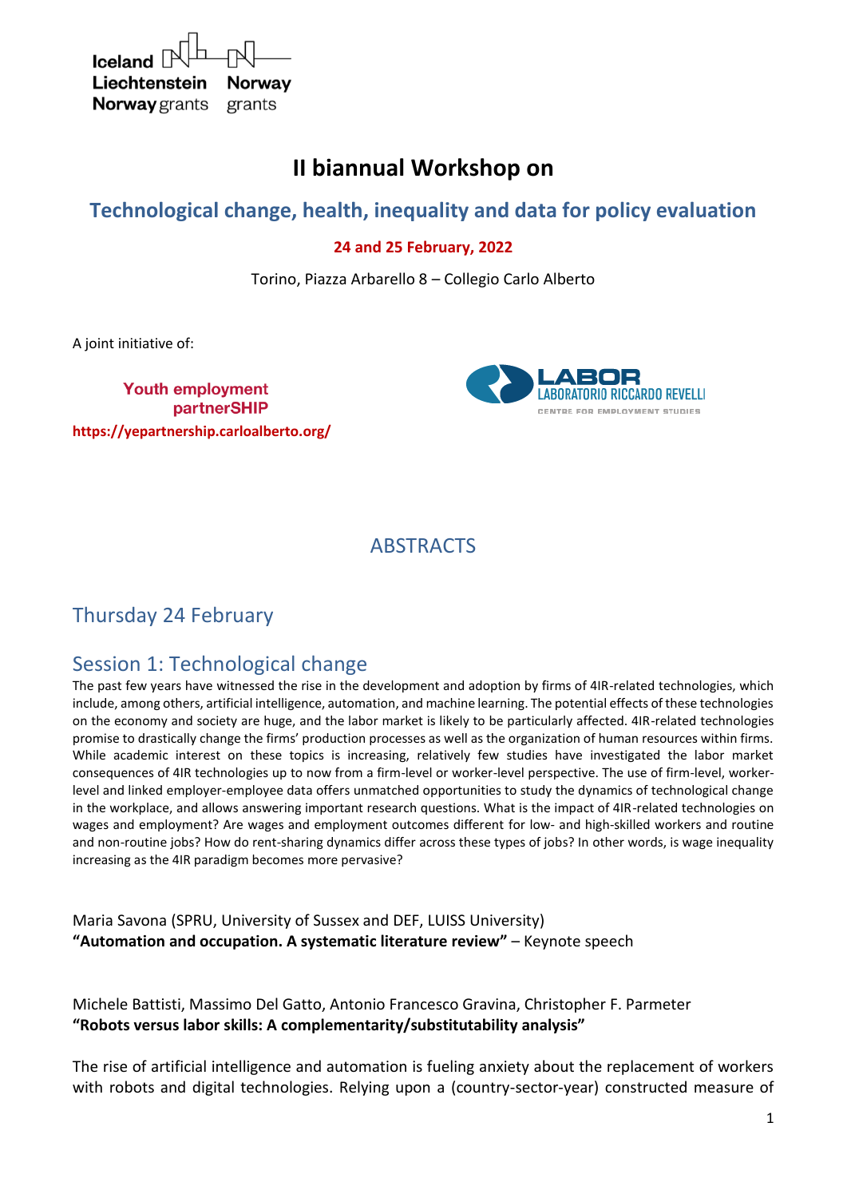Iceland Liechtenstein Norway grants — Norway grants

# II biannual Workshop on

## Technological change, health, inequality and data for policy evaluation

**24 and 25 February, 2022**

Torino, Piazza Arbarello 8 – Collegio Carlo Alberto

A joint initiative of:

**Youth employment partnerSHIP**
**https://yepartnership.carloalberto.org/**

LABOR LABORATORIO RICCARDO REVELLI — CENTRE FOR EMPLOYMENT STUDIES

## ABSTRACTS

## Thursday 24 February

## Session 1: Technological change

The past few years have witnessed the rise in the development and adoption by firms of 4IR-related technologies, which include, among others, artificial intelligence, automation, and machine learning. The potential effects of these technologies on the economy and society are huge, and the labor market is likely to be particularly affected. 4IR-related technologies promise to drastically change the firms' production processes as well as the organization of human resources within firms. While academic interest on these topics is increasing, relatively few studies have investigated the labor market consequences of 4IR technologies up to now from a firm-level or worker-level perspective. The use of firm-level, worker-level and linked employer-employee data offers unmatched opportunities to study the dynamics of technological change in the workplace, and allows answering important research questions. What is the impact of 4IR-related technologies on wages and employment? Are wages and employment outcomes different for low- and high-skilled workers and routine and non-routine jobs? How do rent-sharing dynamics differ across these types of jobs? In other words, is wage inequality increasing as the 4IR paradigm becomes more pervasive?

Maria Savona (SPRU, University of Sussex and DEF, LUISS University)
**"Automation and occupation. A systematic literature review"** – Keynote speech

Michele Battisti, Massimo Del Gatto, Antonio Francesco Gravina, Christopher F. Parmeter
**"Robots versus labor skills: A complementarity/substitutability analysis"**

The rise of artificial intelligence and automation is fueling anxiety about the replacement of workers with robots and digital technologies. Relying upon a (country-sector-year) constructed measure of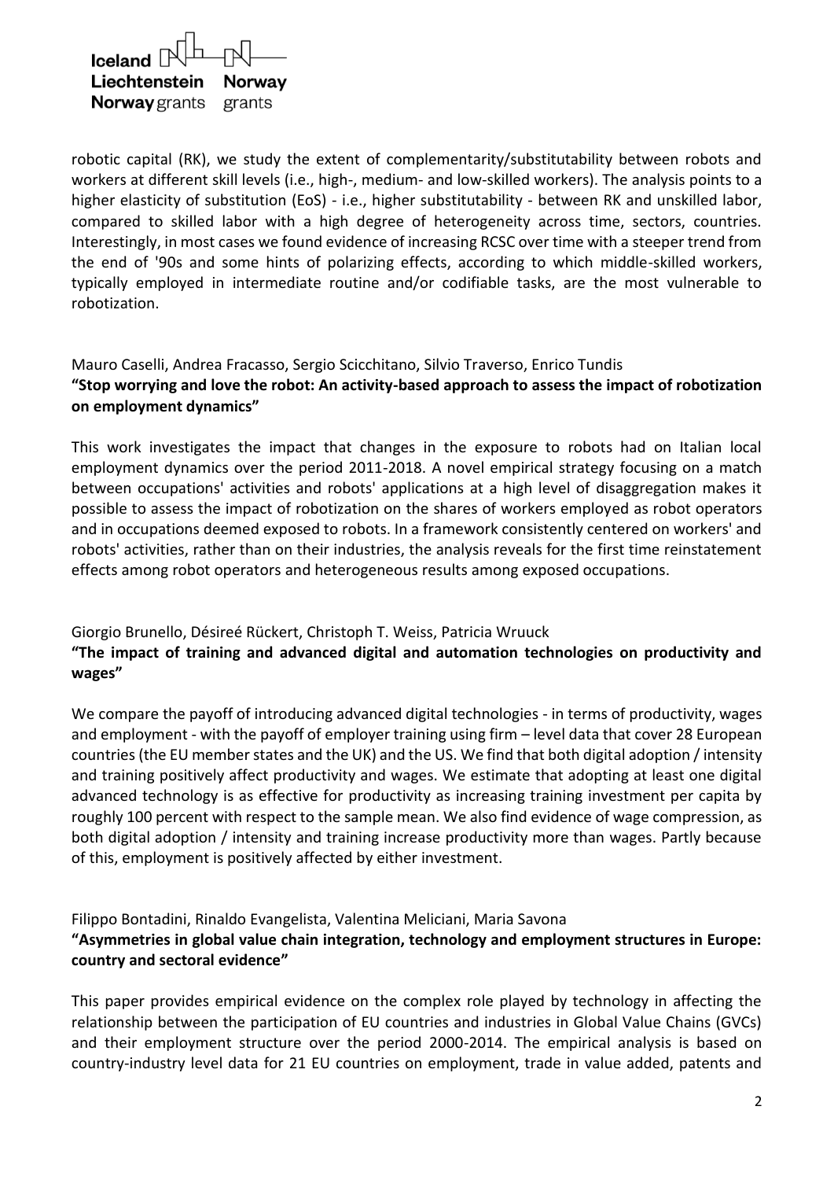robotic capital (RK), we study the extent of complementarity/substitutability between robots and workers at different skill levels (i.e., high-, medium- and low-skilled workers). The analysis points to a higher elasticity of substitution (EoS) - i.e., higher substitutability - between RK and unskilled labor, compared to skilled labor with a high degree of heterogeneity across time, sectors, countries. Interestingly, in most cases we found evidence of increasing RCSC over time with a steeper trend from the end of '90s and some hints of polarizing effects, according to which middle-skilled workers, typically employed in intermediate routine and/or codifiable tasks, are the most vulnerable to robotization.

Mauro Caselli, Andrea Fracasso, Sergio Scicchitano, Silvio Traverso, Enrico Tundis
**"Stop worrying and love the robot: An activity-based approach to assess the impact of robotization on employment dynamics"**

This work investigates the impact that changes in the exposure to robots had on Italian local employment dynamics over the period 2011-2018. A novel empirical strategy focusing on a match between occupations' activities and robots' applications at a high level of disaggregation makes it possible to assess the impact of robotization on the shares of workers employed as robot operators and in occupations deemed exposed to robots. In a framework consistently centered on workers' and robots' activities, rather than on their industries, the analysis reveals for the first time reinstatement effects among robot operators and heterogeneous results among exposed occupations.

Giorgio Brunello, Désireé Rückert, Christoph T. Weiss, Patricia Wruuck
**"The impact of training and advanced digital and automation technologies on productivity and wages"**

We compare the payoff of introducing advanced digital technologies - in terms of productivity, wages and employment - with the payoff of employer training using firm – level data that cover 28 European countries (the EU member states and the UK) and the US. We find that both digital adoption / intensity and training positively affect productivity and wages. We estimate that adopting at least one digital advanced technology is as effective for productivity as increasing training investment per capita by roughly 100 percent with respect to the sample mean. We also find evidence of wage compression, as both digital adoption / intensity and training increase productivity more than wages. Partly because of this, employment is positively affected by either investment.

Filippo Bontadini, Rinaldo Evangelista, Valentina Meliciani, Maria Savona
**"Asymmetries in global value chain integration, technology and employment structures in Europe: country and sectoral evidence"**

This paper provides empirical evidence on the complex role played by technology in affecting the relationship between the participation of EU countries and industries in Global Value Chains (GVCs) and their employment structure over the period 2000-2014. The empirical analysis is based on country-industry level data for 21 EU countries on employment, trade in value added, patents and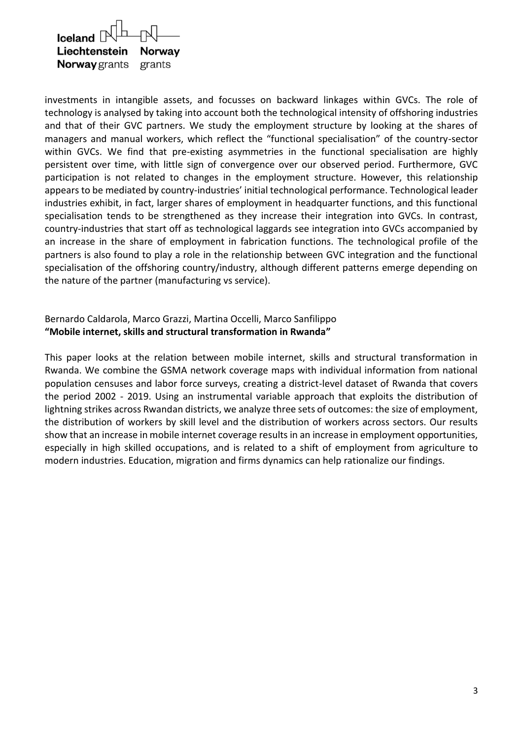investments in intangible assets, and focusses on backward linkages within GVCs. The role of technology is analysed by taking into account both the technological intensity of offshoring industries and that of their GVC partners. We study the employment structure by looking at the shares of managers and manual workers, which reflect the "functional specialisation" of the country-sector within GVCs. We find that pre-existing asymmetries in the functional specialisation are highly persistent over time, with little sign of convergence over our observed period. Furthermore, GVC participation is not related to changes in the employment structure. However, this relationship appears to be mediated by country-industries' initial technological performance. Technological leader industries exhibit, in fact, larger shares of employment in headquarter functions, and this functional specialisation tends to be strengthened as they increase their integration into GVCs. In contrast, country-industries that start off as technological laggards see integration into GVCs accompanied by an increase in the share of employment in fabrication functions. The technological profile of the partners is also found to play a role in the relationship between GVC integration and the functional specialisation of the offshoring country/industry, although different patterns emerge depending on the nature of the partner (manufacturing vs service).

Bernardo Caldarola, Marco Grazzi, Martina Occelli, Marco Sanfilippo
**"Mobile internet, skills and structural transformation in Rwanda"**

This paper looks at the relation between mobile internet, skills and structural transformation in Rwanda. We combine the GSMA network coverage maps with individual information from national population censuses and labor force surveys, creating a district-level dataset of Rwanda that covers the period 2002 - 2019. Using an instrumental variable approach that exploits the distribution of lightning strikes across Rwandan districts, we analyze three sets of outcomes: the size of employment, the distribution of workers by skill level and the distribution of workers across sectors. Our results show that an increase in mobile internet coverage results in an increase in employment opportunities, especially in high skilled occupations, and is related to a shift of employment from agriculture to modern industries. Education, migration and firms dynamics can help rationalize our findings.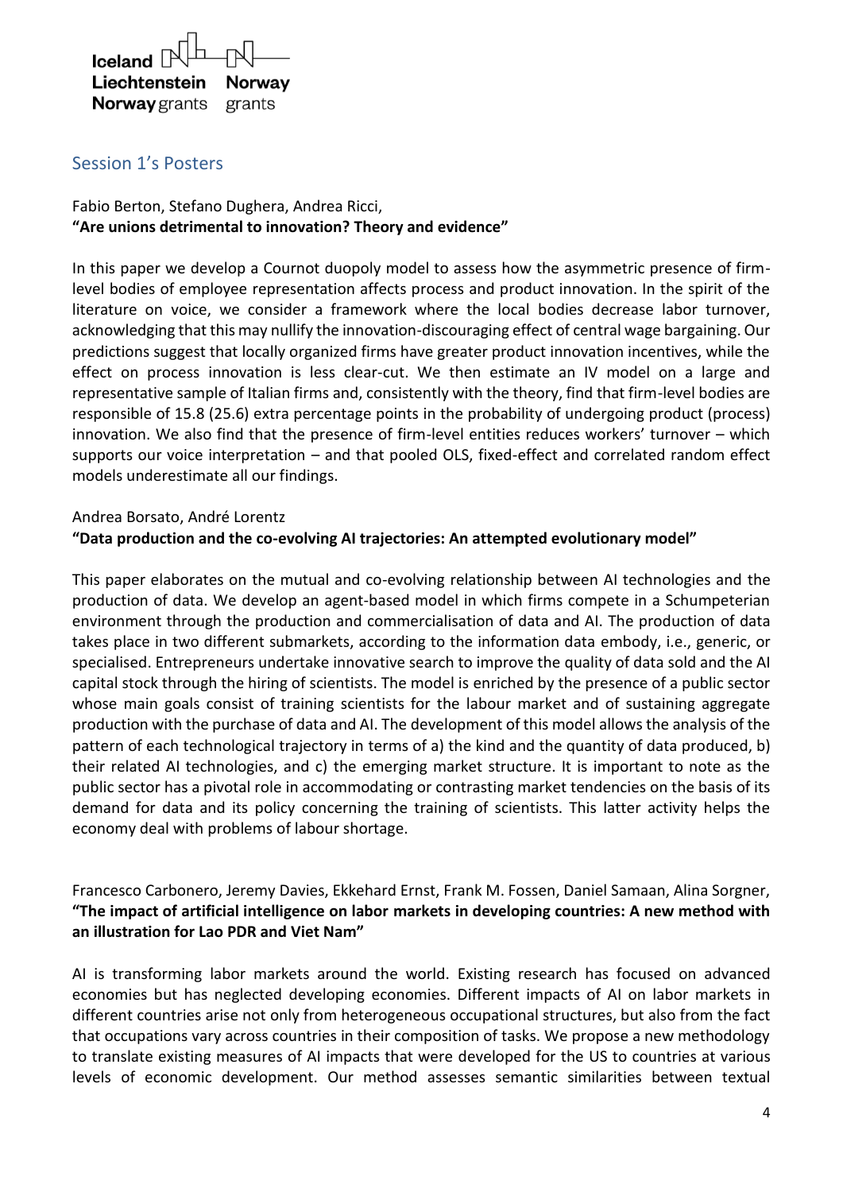## Session 1's Posters

Fabio Berton, Stefano Dughera, Andrea Ricci,
**"Are unions detrimental to innovation? Theory and evidence"**

In this paper we develop a Cournot duopoly model to assess how the asymmetric presence of firm-level bodies of employee representation affects process and product innovation. In the spirit of the literature on voice, we consider a framework where the local bodies decrease labor turnover, acknowledging that this may nullify the innovation-discouraging effect of central wage bargaining. Our predictions suggest that locally organized firms have greater product innovation incentives, while the effect on process innovation is less clear-cut. We then estimate an IV model on a large and representative sample of Italian firms and, consistently with the theory, find that firm-level bodies are responsible of 15.8 (25.6) extra percentage points in the probability of undergoing product (process) innovation. We also find that the presence of firm-level entities reduces workers' turnover – which supports our voice interpretation – and that pooled OLS, fixed-effect and correlated random effect models underestimate all our findings.

Andrea Borsato, André Lorentz
**"Data production and the co-evolving AI trajectories: An attempted evolutionary model"**

This paper elaborates on the mutual and co-evolving relationship between AI technologies and the production of data. We develop an agent-based model in which firms compete in a Schumpeterian environment through the production and commercialisation of data and AI. The production of data takes place in two different submarkets, according to the information data embody, i.e., generic, or specialised. Entrepreneurs undertake innovative search to improve the quality of data sold and the AI capital stock through the hiring of scientists. The model is enriched by the presence of a public sector whose main goals consist of training scientists for the labour market and of sustaining aggregate production with the purchase of data and AI. The development of this model allows the analysis of the pattern of each technological trajectory in terms of a) the kind and the quantity of data produced, b) their related AI technologies, and c) the emerging market structure. It is important to note as the public sector has a pivotal role in accommodating or contrasting market tendencies on the basis of its demand for data and its policy concerning the training of scientists. This latter activity helps the economy deal with problems of labour shortage.

Francesco Carbonero, Jeremy Davies, Ekkehard Ernst, Frank M. Fossen, Daniel Samaan, Alina Sorgner,
**"The impact of artificial intelligence on labor markets in developing countries: A new method with an illustration for Lao PDR and Viet Nam"**

AI is transforming labor markets around the world. Existing research has focused on advanced economies but has neglected developing economies. Different impacts of AI on labor markets in different countries arise not only from heterogeneous occupational structures, but also from the fact that occupations vary across countries in their composition of tasks. We propose a new methodology to translate existing measures of AI impacts that were developed for the US to countries at various levels of economic development. Our method assesses semantic similarities between textual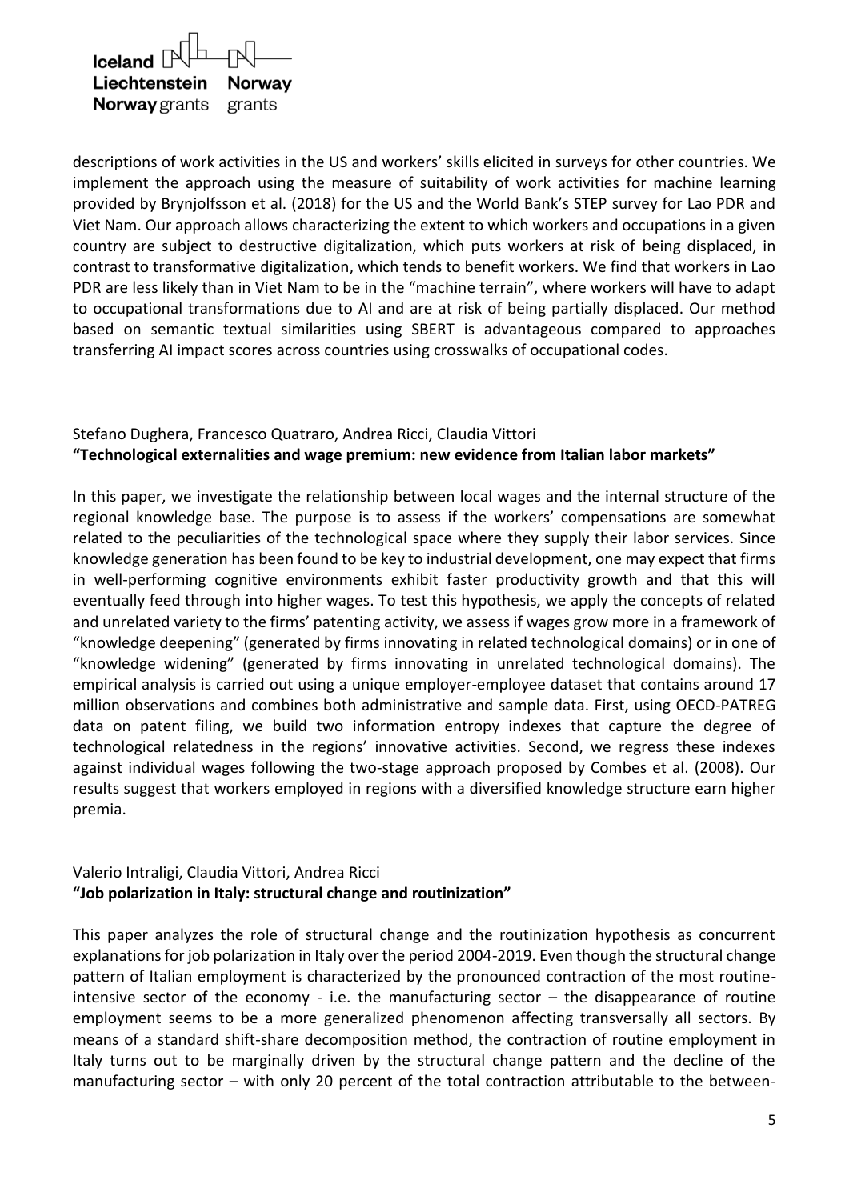descriptions of work activities in the US and workers' skills elicited in surveys for other countries. We implement the approach using the measure of suitability of work activities for machine learning provided by Brynjolfsson et al. (2018) for the US and the World Bank's STEP survey for Lao PDR and Viet Nam. Our approach allows characterizing the extent to which workers and occupations in a given country are subject to destructive digitalization, which puts workers at risk of being displaced, in contrast to transformative digitalization, which tends to benefit workers. We find that workers in Lao PDR are less likely than in Viet Nam to be in the "machine terrain", where workers will have to adapt to occupational transformations due to AI and are at risk of being partially displaced. Our method based on semantic textual similarities using SBERT is advantageous compared to approaches transferring AI impact scores across countries using crosswalks of occupational codes.

Stefano Dughera, Francesco Quatraro, Andrea Ricci, Claudia Vittori
**"Technological externalities and wage premium: new evidence from Italian labor markets"**

In this paper, we investigate the relationship between local wages and the internal structure of the regional knowledge base. The purpose is to assess if the workers' compensations are somewhat related to the peculiarities of the technological space where they supply their labor services. Since knowledge generation has been found to be key to industrial development, one may expect that firms in well-performing cognitive environments exhibit faster productivity growth and that this will eventually feed through into higher wages. To test this hypothesis, we apply the concepts of related and unrelated variety to the firms' patenting activity, we assess if wages grow more in a framework of "knowledge deepening" (generated by firms innovating in related technological domains) or in one of "knowledge widening" (generated by firms innovating in unrelated technological domains). The empirical analysis is carried out using a unique employer-employee dataset that contains around 17 million observations and combines both administrative and sample data. First, using OECD-PATREG data on patent filing, we build two information entropy indexes that capture the degree of technological relatedness in the regions' innovative activities. Second, we regress these indexes against individual wages following the two-stage approach proposed by Combes et al. (2008). Our results suggest that workers employed in regions with a diversified knowledge structure earn higher premia.

Valerio Intraligi, Claudia Vittori, Andrea Ricci
**"Job polarization in Italy: structural change and routinization"**

This paper analyzes the role of structural change and the routinization hypothesis as concurrent explanations for job polarization in Italy over the period 2004-2019. Even though the structural change pattern of Italian employment is characterized by the pronounced contraction of the most routine-intensive sector of the economy - i.e. the manufacturing sector – the disappearance of routine employment seems to be a more generalized phenomenon affecting transversally all sectors. By means of a standard shift-share decomposition method, the contraction of routine employment in Italy turns out to be marginally driven by the structural change pattern and the decline of the manufacturing sector – with only 20 percent of the total contraction attributable to the between-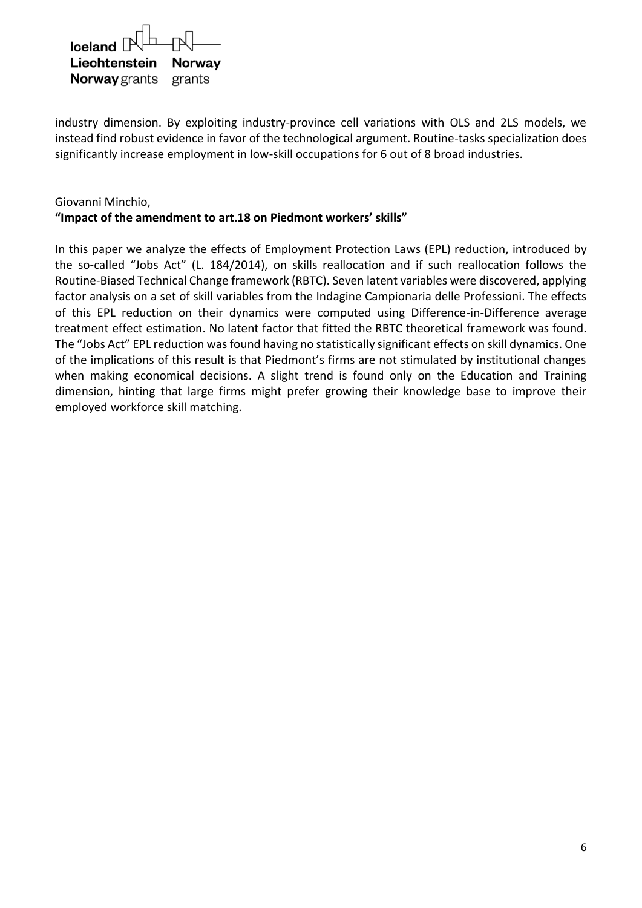industry dimension. By exploiting industry-province cell variations with OLS and 2LS models, we instead find robust evidence in favor of the technological argument. Routine-tasks specialization does significantly increase employment in low-skill occupations for 6 out of 8 broad industries.

Giovanni Minchio,
**"Impact of the amendment to art.18 on Piedmont workers' skills"**

In this paper we analyze the effects of Employment Protection Laws (EPL) reduction, introduced by the so-called "Jobs Act" (L. 184/2014), on skills reallocation and if such reallocation follows the Routine-Biased Technical Change framework (RBTC). Seven latent variables were discovered, applying factor analysis on a set of skill variables from the Indagine Campionaria delle Professioni. The effects of this EPL reduction on their dynamics were computed using Difference-in-Difference average treatment effect estimation. No latent factor that fitted the RBTC theoretical framework was found. The "Jobs Act" EPL reduction was found having no statistically significant effects on skill dynamics. One of the implications of this result is that Piedmont's firms are not stimulated by institutional changes when making economical decisions. A slight trend is found only on the Education and Training dimension, hinting that large firms might prefer growing their knowledge base to improve their employed workforce skill matching.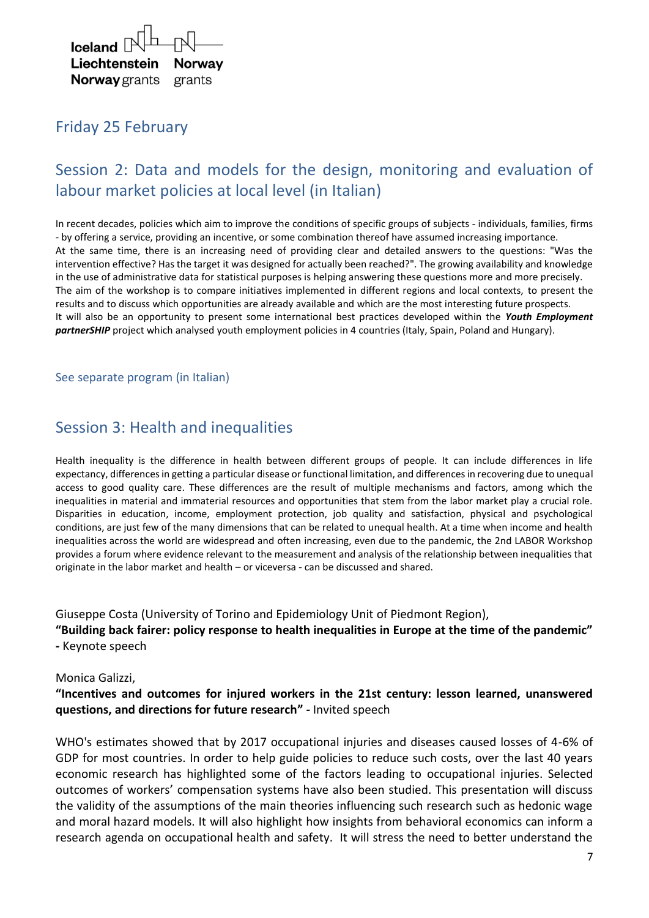## Friday 25 February

## Session 2: Data and models for the design, monitoring and evaluation of labour market policies at local level (in Italian)

In recent decades, policies which aim to improve the conditions of specific groups of subjects - individuals, families, firms - by offering a service, providing an incentive, or some combination thereof have assumed increasing importance.
At the same time, there is an increasing need of providing clear and detailed answers to the questions: "Was the intervention effective? Has the target it was designed for actually been reached?". The growing availability and knowledge in the use of administrative data for statistical purposes is helping answering these questions more and more precisely.
The aim of the workshop is to compare initiatives implemented in different regions and local contexts, to present the results and to discuss which opportunities are already available and which are the most interesting future prospects.
It will also be an opportunity to present some international best practices developed within the ***Youth Employment partnerSHIP*** project which analysed youth employment policies in 4 countries (Italy, Spain, Poland and Hungary).

See separate program (in Italian)

## Session 3: Health and inequalities

Health inequality is the difference in health between different groups of people. It can include differences in life expectancy, differences in getting a particular disease or functional limitation, and differences in recovering due to unequal access to good quality care. These differences are the result of multiple mechanisms and factors, among which the inequalities in material and immaterial resources and opportunities that stem from the labor market play a crucial role. Disparities in education, income, employment protection, job quality and satisfaction, physical and psychological conditions, are just few of the many dimensions that can be related to unequal health. At a time when income and health inequalities across the world are widespread and often increasing, even due to the pandemic, the 2nd LABOR Workshop provides a forum where evidence relevant to the measurement and analysis of the relationship between inequalities that originate in the labor market and health – or viceversa - can be discussed and shared.

Giuseppe Costa (University of Torino and Epidemiology Unit of Piedmont Region),
**"Building back fairer: policy response to health inequalities in Europe at the time of the pandemic" -** Keynote speech

Monica Galizzi,
**"Incentives and outcomes for injured workers in the 21st century: lesson learned, unanswered questions, and directions for future research" -** Invited speech

WHO's estimates showed that by 2017 occupational injuries and diseases caused losses of 4-6% of GDP for most countries. In order to help guide policies to reduce such costs, over the last 40 years economic research has highlighted some of the factors leading to occupational injuries. Selected outcomes of workers' compensation systems have also been studied. This presentation will discuss the validity of the assumptions of the main theories influencing such research such as hedonic wage and moral hazard models. It will also highlight how insights from behavioral economics can inform a research agenda on occupational health and safety. It will stress the need to better understand the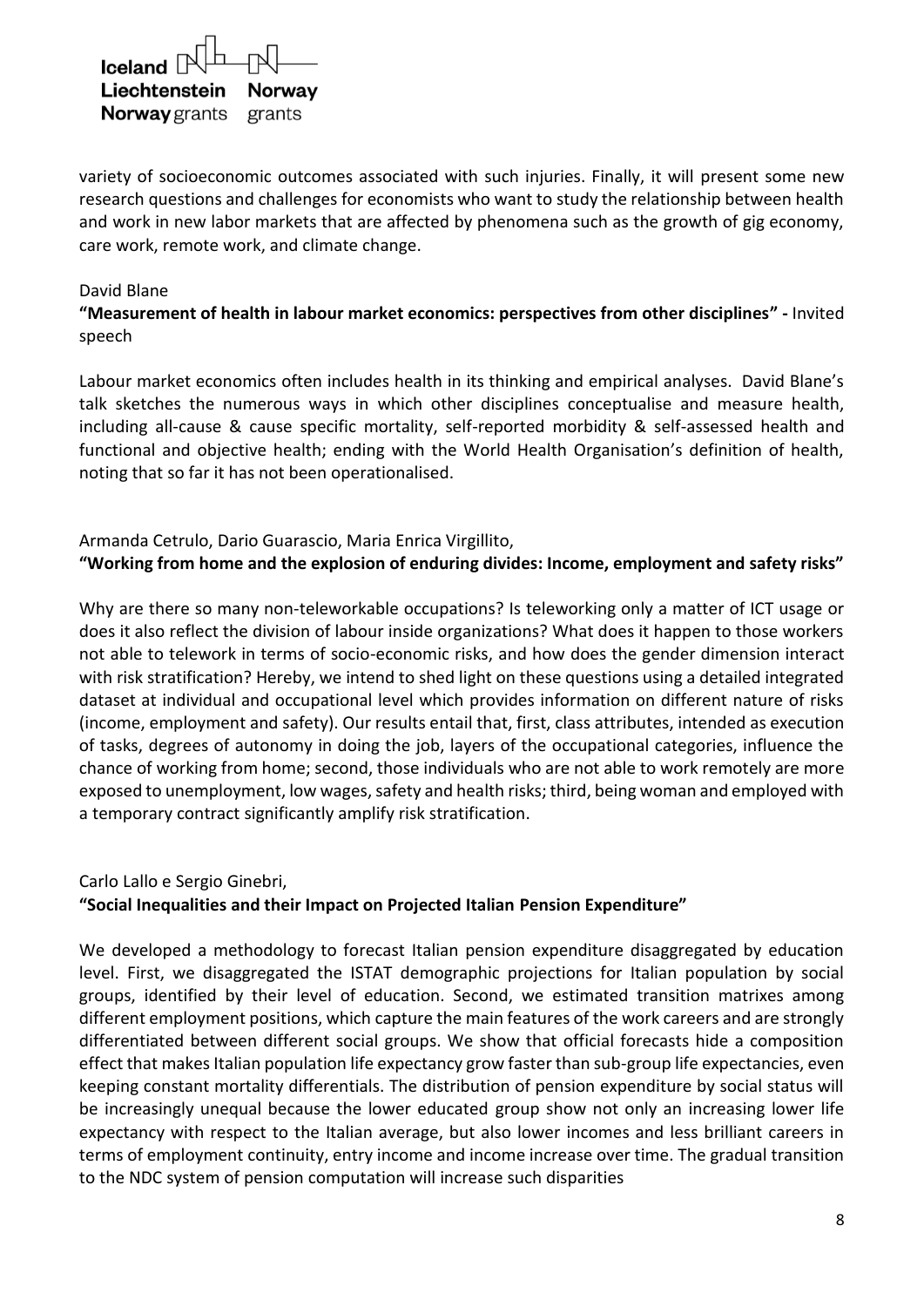variety of socioeconomic outcomes associated with such injuries. Finally, it will present some new research questions and challenges for economists who want to study the relationship between health and work in new labor markets that are affected by phenomena such as the growth of gig economy, care work, remote work, and climate change.

David Blane

**"Measurement of health in labour market economics: perspectives from other disciplines" -** Invited speech

Labour market economics often includes health in its thinking and empirical analyses. David Blane's talk sketches the numerous ways in which other disciplines conceptualise and measure health, including all-cause & cause specific mortality, self-reported morbidity & self-assessed health and functional and objective health; ending with the World Health Organisation's definition of health, noting that so far it has not been operationalised.

Armanda Cetrulo, Dario Guarascio, Maria Enrica Virgillito,

**"Working from home and the explosion of enduring divides: Income, employment and safety risks"**

Why are there so many non-teleworkable occupations? Is teleworking only a matter of ICT usage or does it also reflect the division of labour inside organizations? What does it happen to those workers not able to telework in terms of socio-economic risks, and how does the gender dimension interact with risk stratification? Hereby, we intend to shed light on these questions using a detailed integrated dataset at individual and occupational level which provides information on different nature of risks (income, employment and safety). Our results entail that, first, class attributes, intended as execution of tasks, degrees of autonomy in doing the job, layers of the occupational categories, influence the chance of working from home; second, those individuals who are not able to work remotely are more exposed to unemployment, low wages, safety and health risks; third, being woman and employed with a temporary contract significantly amplify risk stratification.

Carlo Lallo e Sergio Ginebri,

**"Social Inequalities and their Impact on Projected Italian Pension Expenditure"**

We developed a methodology to forecast Italian pension expenditure disaggregated by education level. First, we disaggregated the ISTAT demographic projections for Italian population by social groups, identified by their level of education. Second, we estimated transition matrixes among different employment positions, which capture the main features of the work careers and are strongly differentiated between different social groups. We show that official forecasts hide a composition effect that makes Italian population life expectancy grow faster than sub-group life expectancies, even keeping constant mortality differentials. The distribution of pension expenditure by social status will be increasingly unequal because the lower educated group show not only an increasing lower life expectancy with respect to the Italian average, but also lower incomes and less brilliant careers in terms of employment continuity, entry income and income increase over time. The gradual transition to the NDC system of pension computation will increase such disparities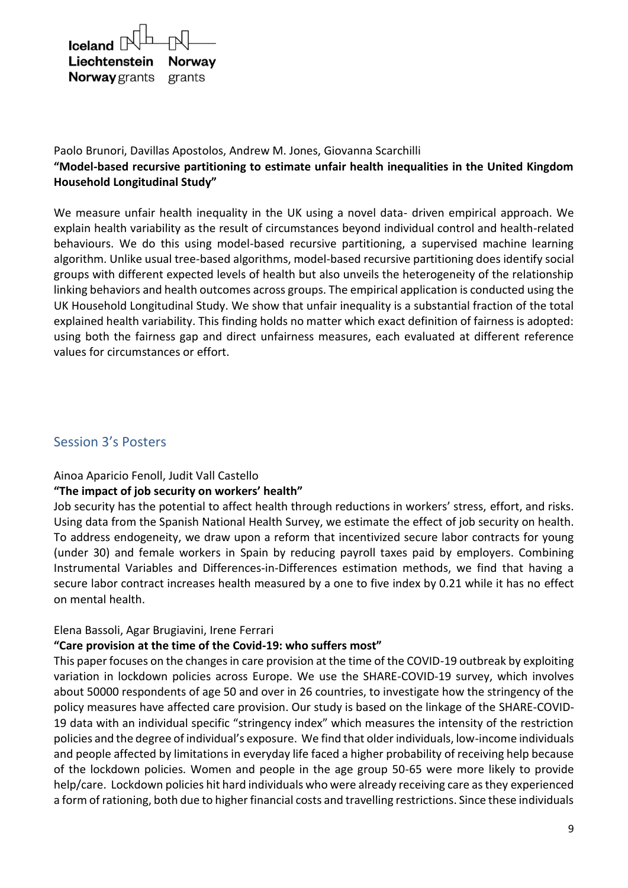Paolo Brunori, Davillas Apostolos, Andrew M. Jones, Giovanna Scarchilli

**"Model-based recursive partitioning to estimate unfair health inequalities in the United Kingdom Household Longitudinal Study"**

We measure unfair health inequality in the UK using a novel data- driven empirical approach. We explain health variability as the result of circumstances beyond individual control and health-related behaviours. We do this using model-based recursive partitioning, a supervised machine learning algorithm. Unlike usual tree-based algorithms, model-based recursive partitioning does identify social groups with different expected levels of health but also unveils the heterogeneity of the relationship linking behaviors and health outcomes across groups. The empirical application is conducted using the UK Household Longitudinal Study. We show that unfair inequality is a substantial fraction of the total explained health variability. This finding holds no matter which exact definition of fairness is adopted: using both the fairness gap and direct unfairness measures, each evaluated at different reference values for circumstances or effort.

## Session 3's Posters

Ainoa Aparicio Fenoll, Judit Vall Castello

**"The impact of job security on workers' health"**

Job security has the potential to affect health through reductions in workers' stress, effort, and risks. Using data from the Spanish National Health Survey, we estimate the effect of job security on health. To address endogeneity, we draw upon a reform that incentivized secure labor contracts for young (under 30) and female workers in Spain by reducing payroll taxes paid by employers. Combining Instrumental Variables and Differences-in-Differences estimation methods, we find that having a secure labor contract increases health measured by a one to five index by 0.21 while it has no effect on mental health.

Elena Bassoli, Agar Brugiavini, Irene Ferrari

**"Care provision at the time of the Covid-19: who suffers most"**

This paper focuses on the changes in care provision at the time of the COVID-19 outbreak by exploiting variation in lockdown policies across Europe. We use the SHARE-COVID-19 survey, which involves about 50000 respondents of age 50 and over in 26 countries, to investigate how the stringency of the policy measures have affected care provision. Our study is based on the linkage of the SHARE-COVID-19 data with an individual specific "stringency index" which measures the intensity of the restriction policies and the degree of individual's exposure. We find that older individuals, low-income individuals and people affected by limitations in everyday life faced a higher probability of receiving help because of the lockdown policies. Women and people in the age group 50-65 were more likely to provide help/care. Lockdown policies hit hard individuals who were already receiving care as they experienced a form of rationing, both due to higher financial costs and travelling restrictions. Since these individuals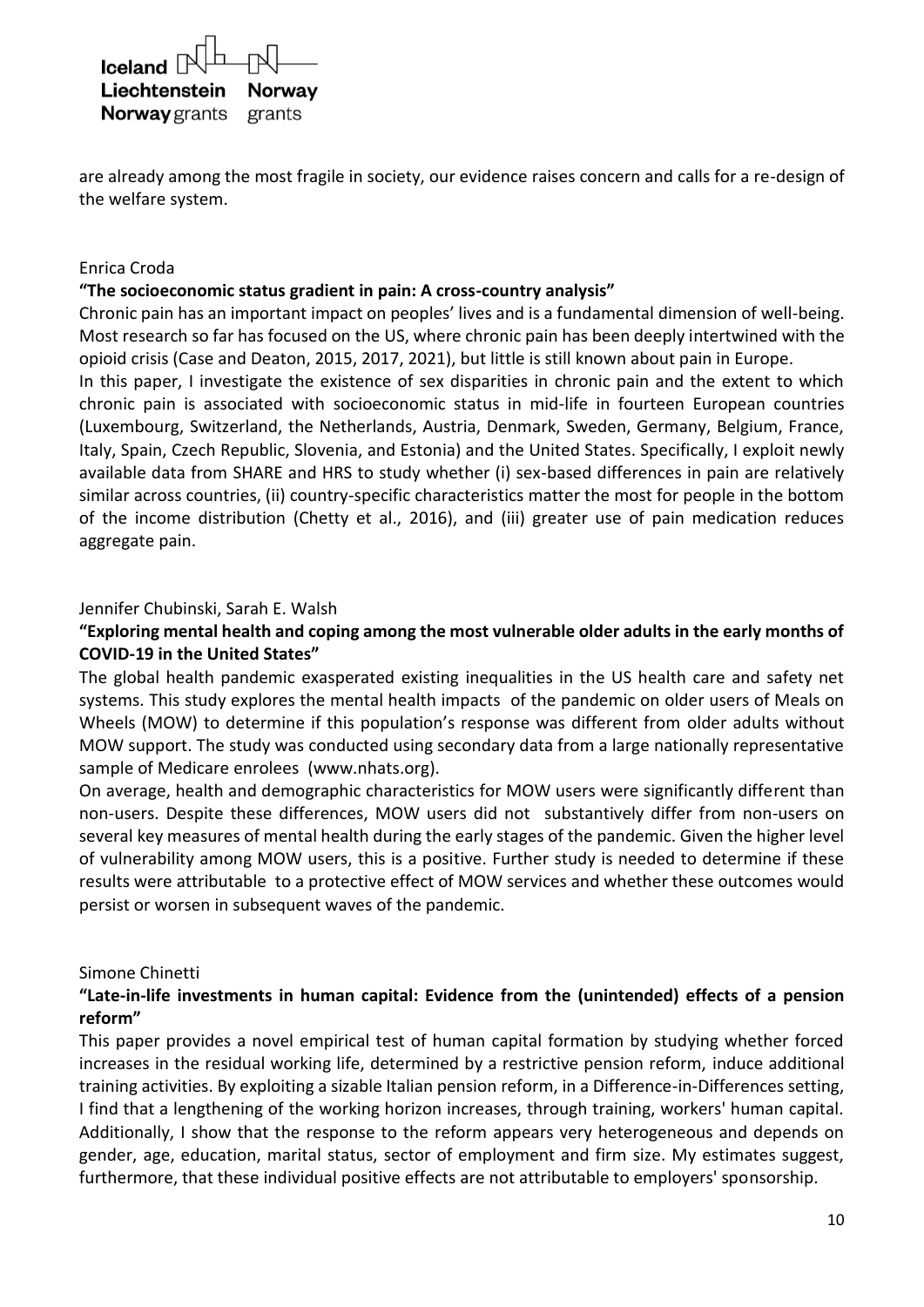are already among the most fragile in society, our evidence raises concern and calls for a re-design of the welfare system.

Enrica Croda

**"The socioeconomic status gradient in pain: A cross-country analysis"**

Chronic pain has an important impact on peoples' lives and is a fundamental dimension of well-being. Most research so far has focused on the US, where chronic pain has been deeply intertwined with the opioid crisis (Case and Deaton, 2015, 2017, 2021), but little is still known about pain in Europe.

In this paper, I investigate the existence of sex disparities in chronic pain and the extent to which chronic pain is associated with socioeconomic status in mid-life in fourteen European countries (Luxembourg, Switzerland, the Netherlands, Austria, Denmark, Sweden, Germany, Belgium, France, Italy, Spain, Czech Republic, Slovenia, and Estonia) and the United States. Specifically, I exploit newly available data from SHARE and HRS to study whether (i) sex-based differences in pain are relatively similar across countries, (ii) country-specific characteristics matter the most for people in the bottom of the income distribution (Chetty et al., 2016), and (iii) greater use of pain medication reduces aggregate pain.

Jennifer Chubinski, Sarah E. Walsh

**"Exploring mental health and coping among the most vulnerable older adults in the early months of COVID-19 in the United States"**

The global health pandemic exasperated existing inequalities in the US health care and safety net systems. This study explores the mental health impacts of the pandemic on older users of Meals on Wheels (MOW) to determine if this population's response was different from older adults without MOW support. The study was conducted using secondary data from a large nationally representative sample of Medicare enrolees (www.nhats.org).

On average, health and demographic characteristics for MOW users were significantly different than non-users. Despite these differences, MOW users did not substantively differ from non-users on several key measures of mental health during the early stages of the pandemic. Given the higher level of vulnerability among MOW users, this is a positive. Further study is needed to determine if these results were attributable to a protective effect of MOW services and whether these outcomes would persist or worsen in subsequent waves of the pandemic.

Simone Chinetti

**"Late-in-life investments in human capital: Evidence from the (unintended) effects of a pension reform"**

This paper provides a novel empirical test of human capital formation by studying whether forced increases in the residual working life, determined by a restrictive pension reform, induce additional training activities. By exploiting a sizable Italian pension reform, in a Difference-in-Differences setting, I find that a lengthening of the working horizon increases, through training, workers' human capital. Additionally, I show that the response to the reform appears very heterogeneous and depends on gender, age, education, marital status, sector of employment and firm size. My estimates suggest, furthermore, that these individual positive effects are not attributable to employers' sponsorship.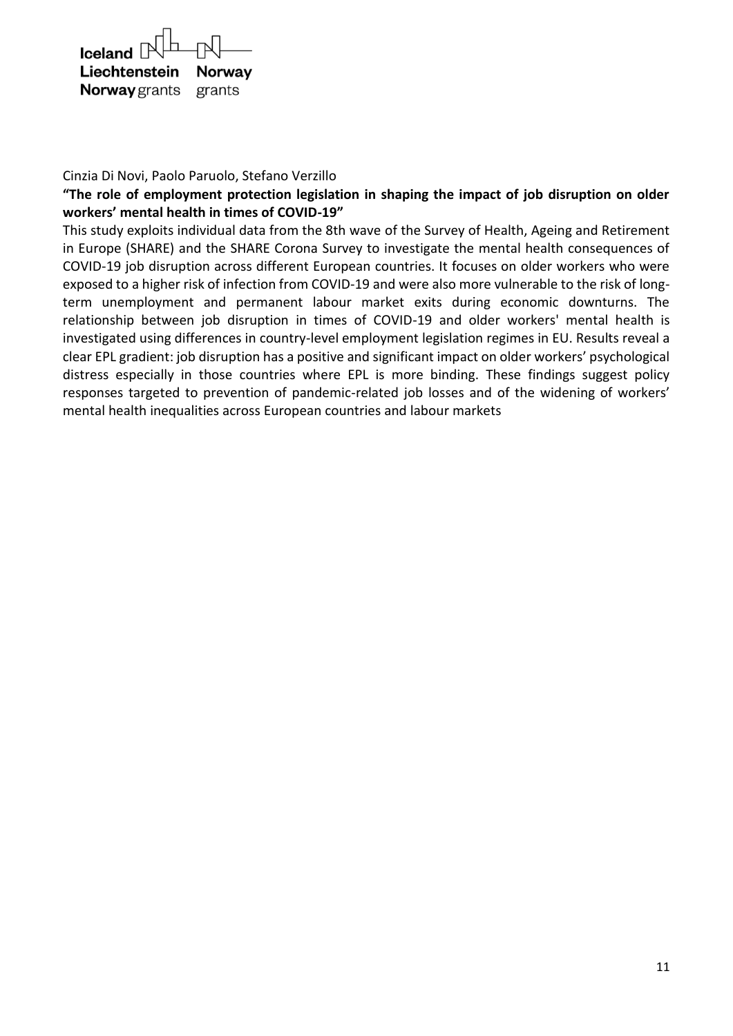Cinzia Di Novi, Paolo Paruolo, Stefano Verzillo

**"The role of employment protection legislation in shaping the impact of job disruption on older workers' mental health in times of COVID-19"**

This study exploits individual data from the 8th wave of the Survey of Health, Ageing and Retirement in Europe (SHARE) and the SHARE Corona Survey to investigate the mental health consequences of COVID-19 job disruption across different European countries. It focuses on older workers who were exposed to a higher risk of infection from COVID-19 and were also more vulnerable to the risk of long-term unemployment and permanent labour market exits during economic downturns. The relationship between job disruption in times of COVID-19 and older workers' mental health is investigated using differences in country-level employment legislation regimes in EU. Results reveal a clear EPL gradient: job disruption has a positive and significant impact on older workers' psychological distress especially in those countries where EPL is more binding. These findings suggest policy responses targeted to prevention of pandemic-related job losses and of the widening of workers' mental health inequalities across European countries and labour markets